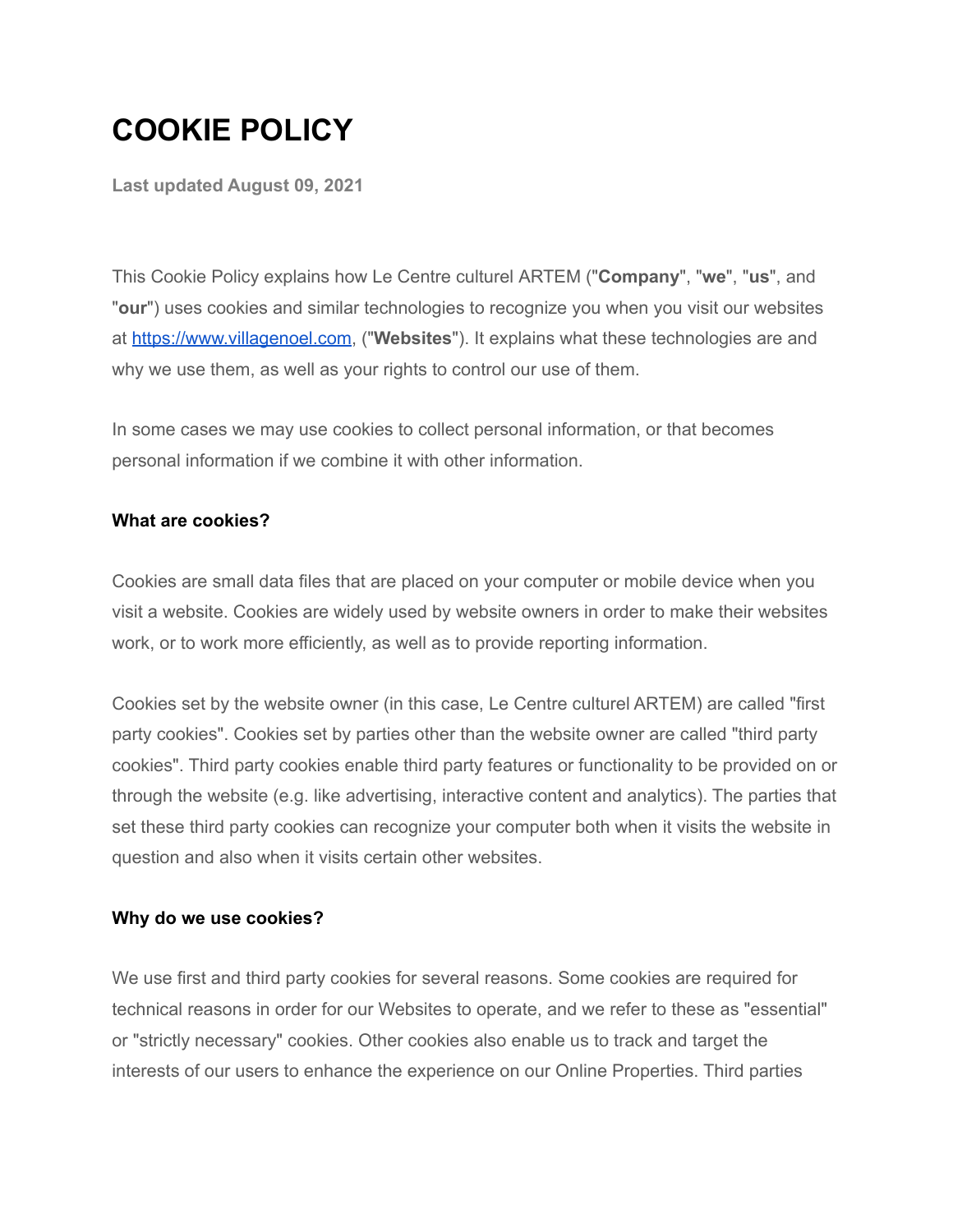# COOKIE POLICY

**Last updated August 09, 2021**

This Cookie Policy explains how Le Centre culturel ARTEM ("**Company**", "**we**", "**us**", and "**our**") uses cookies and similar technologies to recognize you when you visit our websites at [https://www.villagenoel.com](https://www.villagenoel.com), ("**Websites**"). It explains what these technologies are and why we use them, as well as your rights to control our use of them.

In some cases we may use cookies to collect personal information, or that becomes personal information if we combine it with other information.

### What are cookies?

Cookies are small data files that are placed on your computer or mobile device when you visit a website. Cookies are widely used by website owners in order to make their websites work, or to work more efficiently, as well as to provide reporting information.

Cookies set by the website owner (in this case, Le Centre culturel ARTEM) are called "first party cookies". Cookies set by parties other than the website owner are called "third party cookies". Third party cookies enable third party features or functionality to be provided on or through the website (e.g. like advertising, interactive content and analytics). The parties that set these third party cookies can recognize your computer both when it visits the website in question and also when it visits certain other websites.

### Why do we use cookies?

We use first and third party cookies for several reasons. Some cookies are required for technical reasons in order for our Websites to operate, and we refer to these as "essential" or "strictly necessary" cookies. Other cookies also enable us to track and target the interests of our users to enhance the experience on our Online Properties. Third parties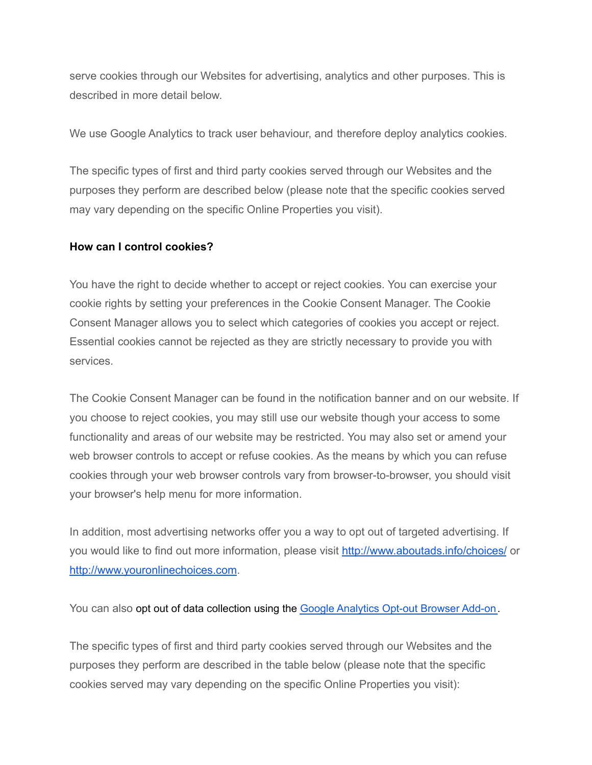serve cookies through our Websites for advertising, analytics and other purposes. This is described in more detail below.

We use Google Analytics to track user behaviour, and therefore deploy analytics cookies.

The specific types of first and third party cookies served through our Websites and the purposes they perform are described below (please note that the specific cookies served may vary depending on the specific Online Properties you visit).

**How can I control cookies?**

You have the right to decide whether to accept or reject cookies. You can exercise your cookie rights by setting your preferences in the Cookie Consent Manager. The Cookie Consent Manager allows you to select which categories of cookies you accept or reject. Essential cookies cannot be rejected as they are strictly necessary to provide you with services.

The Cookie Consent Manager can be found in the notification banner and on our website. If you choose to reject cookies, you may still use our website though your access to some functionality and areas of our website may be restricted. You may also set or amend your web browser controls to accept or refuse cookies. As the means by which you can refuse cookies through your web browser controls vary from browser-to-browser, you should visit your browser's help menu for more information.

In addition, most advertising networks offer you a way to opt out of targeted advertising. If you would like to find out more information, please visit [http://www.aboutads.info/choices/](http://www.aboutads.info/choices/) or [http://www.youronlinechoices.com](http://www.youronlinechoices.com).

You can also opt out of data collection using the [Google Analytics Opt-out Browser Add-on](https://tools.google.com/dlpage/gaoptout).

The specific types of first and third party cookies served through our Websites and the purposes they perform are described in the table below (please note that the specific cookies served may vary depending on the specific Online Properties you visit):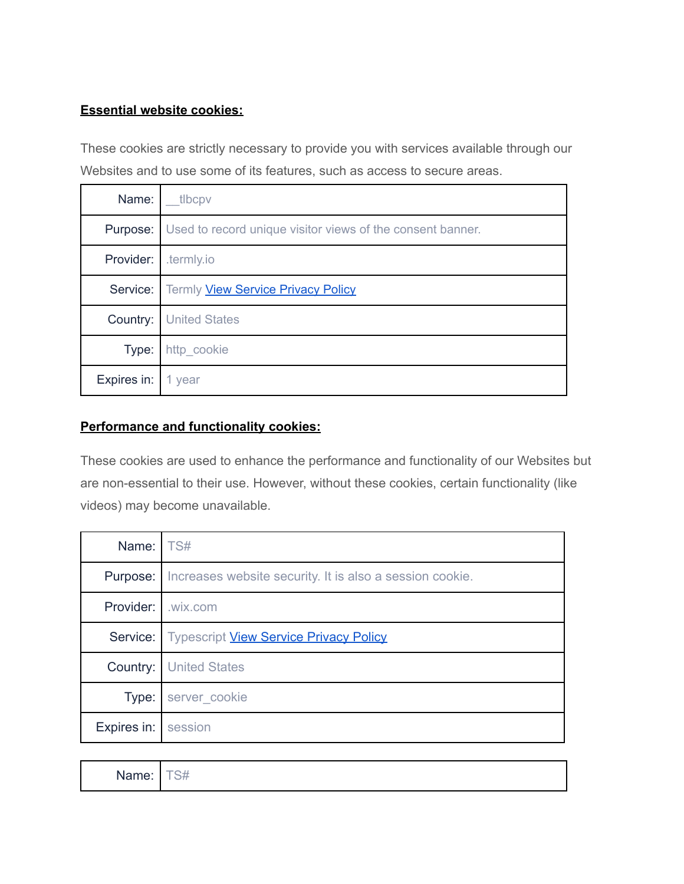**Essential website cookies:**

These cookies are strictly necessary to provide you with services available through our Websites and to use some of its features, such as access to secure areas.

| Name: | __tlbcpv |
|---|---|
| Purpose: | Used to record unique visitor views of the consent banner. |
| Provider: | .termly.io |
| Service: | Termly [View Service Privacy Policy] |
| Country: | United States |
| Type: | http_cookie |
| Expires in: | 1 year |

**Performance and functionality cookies:**

These cookies are used to enhance the performance and functionality of our Websites but are non-essential to their use. However, without these cookies, certain functionality (like videos) may become unavailable.

| Name: | TS# |
|---|---|
| Purpose: | Increases website security. It is also a session cookie. |
| Provider: | .wix.com |
| Service: | Typescript [View Service Privacy Policy] |
| Country: | United States |
| Type: | server_cookie |
| Expires in: | session |

| Name: | TS# |
|---|---|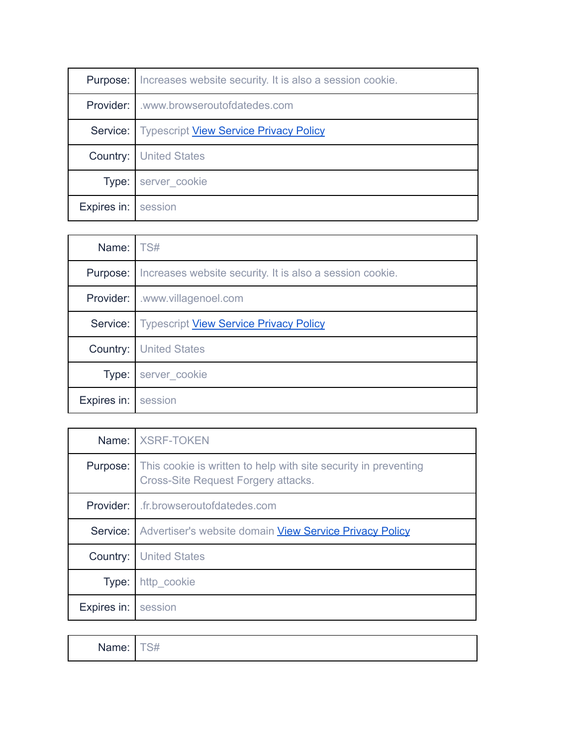| | |
|---|---|
| Purpose: | Increases website security. It is also a session cookie. |
| Provider: | .www.browseroutofdatedes.com |
| Service: | Typescript [View Service Privacy Policy]() |
| Country: | United States |
| Type: | server_cookie |
| Expires in: | session |

| | |
|---|---|
| Name: | TS# |
| Purpose: | Increases website security. It is also a session cookie. |
| Provider: | .www.villagenoel.com |
| Service: | Typescript [View Service Privacy Policy]() |
| Country: | United States |
| Type: | server_cookie |
| Expires in: | session |

| | |
|---|---|
| Name: | XSRF-TOKEN |
| Purpose: | This cookie is written to help with site security in preventing Cross-Site Request Forgery attacks. |
| Provider: | .fr.browseroutofdatedes.com |
| Service: | Advertiser's website domain [View Service Privacy Policy]() |
| Country: | United States |
| Type: | http_cookie |
| Expires in: | session |

| | |
|---|---|
| Name: | TS# |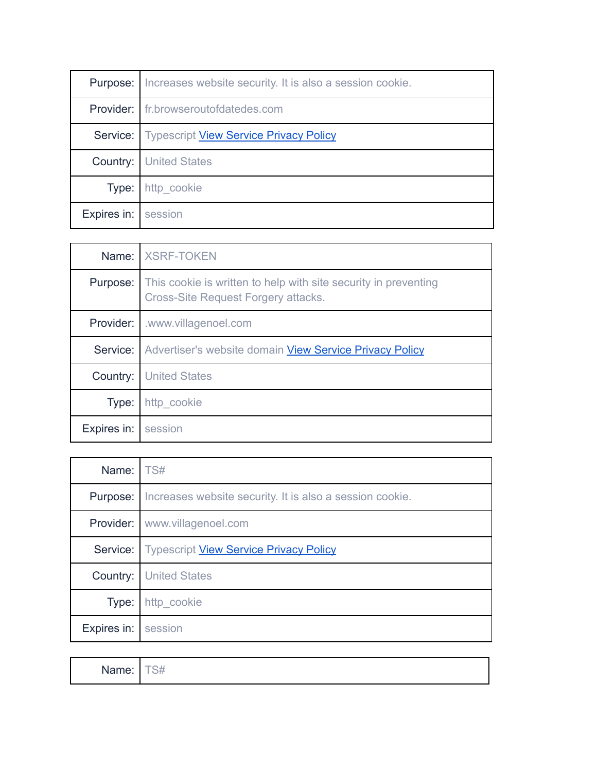| | |
|---|---|
| Purpose: | Increases website security. It is also a session cookie. |
| Provider: | fr.browseroutofdatedes.com |
| Service: | Typescript [View Service Privacy Policy]() |
| Country: | United States |
| Type: | http_cookie |
| Expires in: | session |

| | |
|---|---|
| Name: | XSRF-TOKEN |
| Purpose: | This cookie is written to help with site security in preventing Cross-Site Request Forgery attacks. |
| Provider: | .www.villagenoel.com |
| Service: | Advertiser's website domain [View Service Privacy Policy]() |
| Country: | United States |
| Type: | http_cookie |
| Expires in: | session |

| | |
|---|---|
| Name: | TS# |
| Purpose: | Increases website security. It is also a session cookie. |
| Provider: | www.villagenoel.com |
| Service: | Typescript [View Service Privacy Policy]() |
| Country: | United States |
| Type: | http_cookie |
| Expires in: | session |

| | |
|---|---|
| Name: | TS# |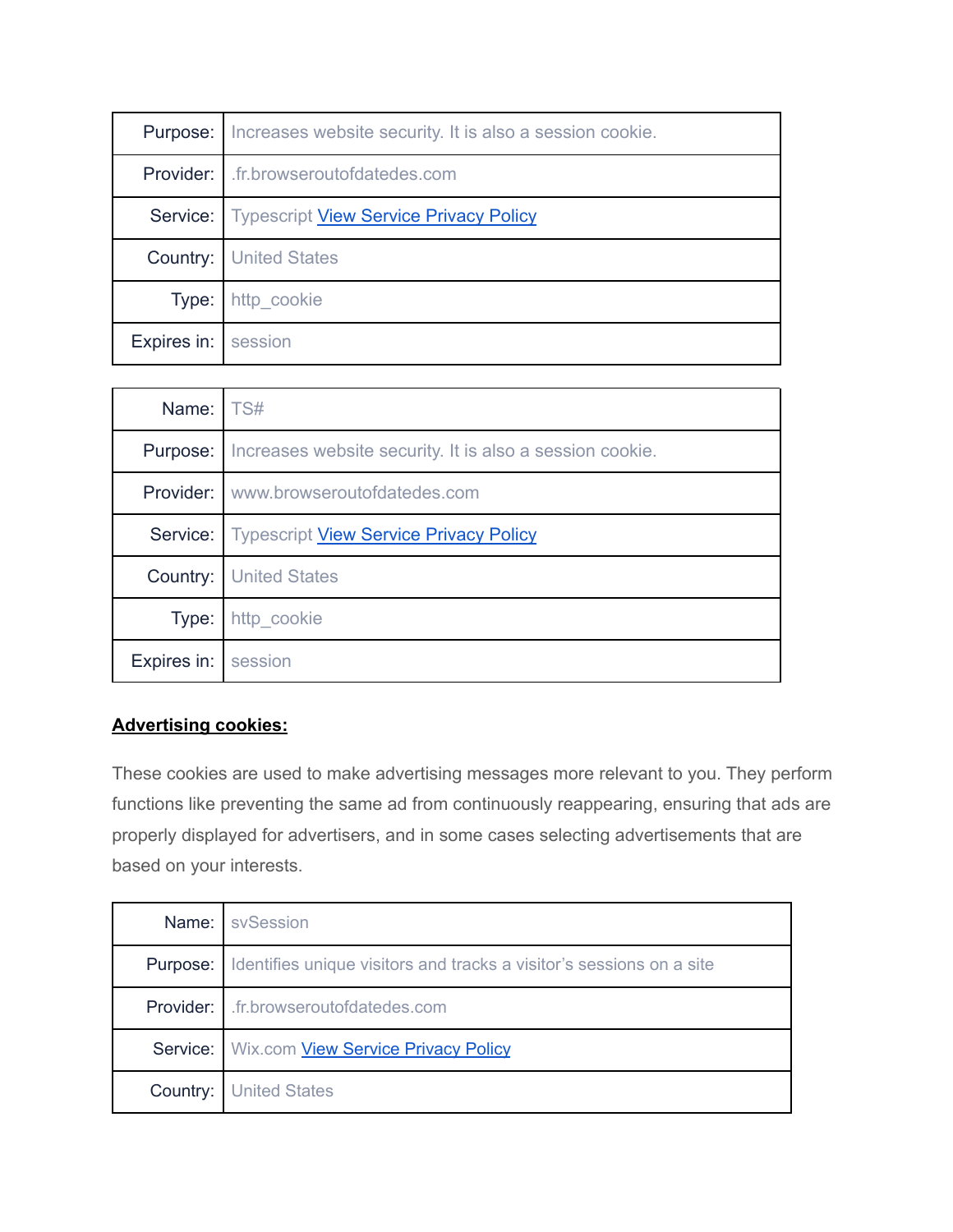| | |
|---|---|
| Purpose: | Increases website security. It is also a session cookie. |
| Provider: | .fr.browseroutofdatedes.com |
| Service: | Typescript View Service Privacy Policy |
| Country: | United States |
| Type: | http_cookie |
| Expires in: | session |

| | |
|---|---|
| Name: | TS# |
| Purpose: | Increases website security. It is also a session cookie. |
| Provider: | www.browseroutofdatedes.com |
| Service: | Typescript View Service Privacy Policy |
| Country: | United States |
| Type: | http_cookie |
| Expires in: | session |

**Advertising cookies:**

These cookies are used to make advertising messages more relevant to you. They perform functions like preventing the same ad from continuously reappearing, ensuring that ads are properly displayed for advertisers, and in some cases selecting advertisements that are based on your interests.

| | |
|---|---|
| Name: | svSession |
| Purpose: | Identifies unique visitors and tracks a visitor's sessions on a site |
| Provider: | .fr.browseroutofdatedes.com |
| Service: | Wix.com View Service Privacy Policy |
| Country: | United States |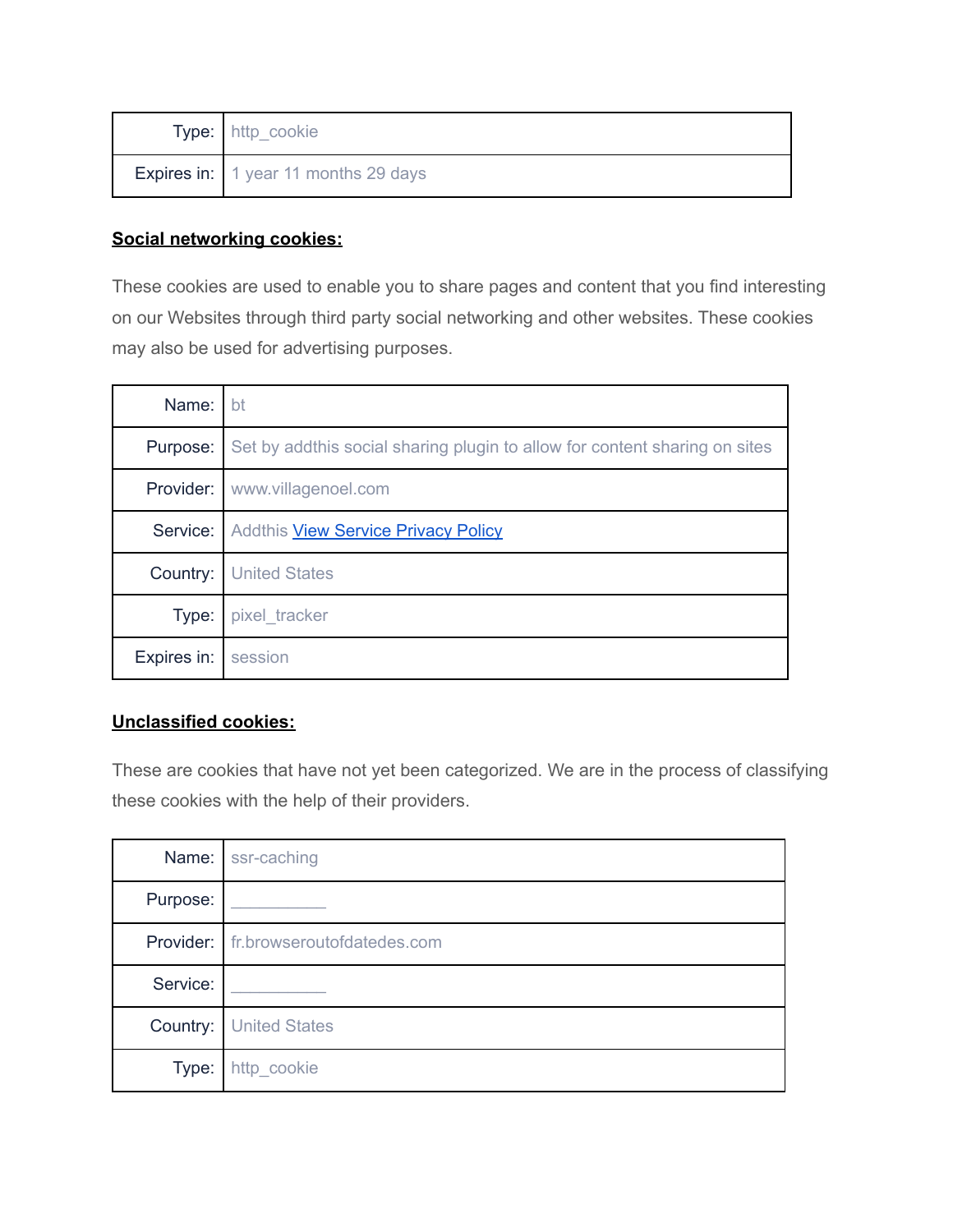| | |
|---|---|
| Type: | http_cookie |
| Expires in: | 1 year 11 months 29 days |

**Social networking cookies:**

These cookies are used to enable you to share pages and content that you find interesting on our Websites through third party social networking and other websites. These cookies may also be used for advertising purposes.

| | |
|---|---|
| Name: | bt |
| Purpose: | Set by addthis social sharing plugin to allow for content sharing on sites |
| Provider: | www.villagenoel.com |
| Service: | Addthis [View Service Privacy Policy](#) |
| Country: | United States |
| Type: | pixel_tracker |
| Expires in: | session |

**Unclassified cookies:**

These are cookies that have not yet been categorized. We are in the process of classifying these cookies with the help of their providers.

| | |
|---|---|
| Name: | ssr-caching |
| Purpose: | __________ |
| Provider: | fr.browseroutofdatedes.com |
| Service: | __________ |
| Country: | United States |
| Type: | http_cookie |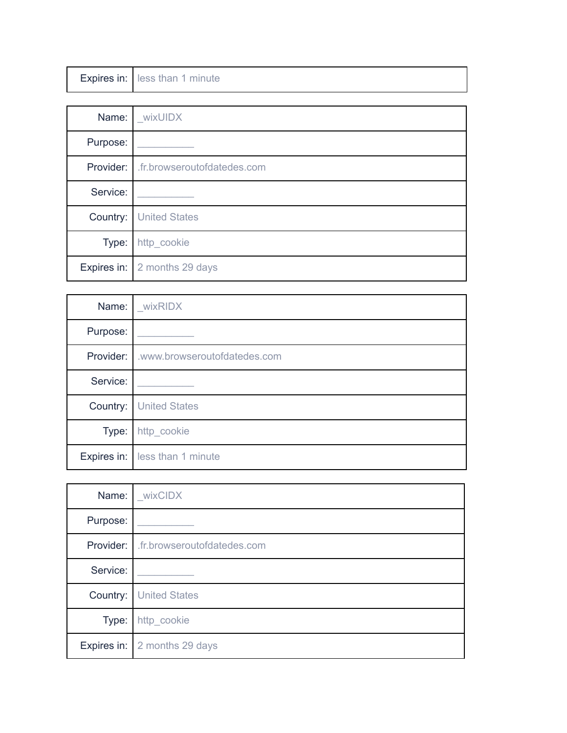| Expires in: | less than 1 minute |
|---|---|

| Name: | _wixUIDX |
|---|---|
| Purpose: | __________ |
| Provider: | .fr.browseroutofdatedes.com |
| Service: | __________ |
| Country: | United States |
| Type: | http_cookie |
| Expires in: | 2 months 29 days |

| Name: | _wixRIDX |
|---|---|
| Purpose: | __________ |
| Provider: | .www.browseroutofdatedes.com |
| Service: | __________ |
| Country: | United States |
| Type: | http_cookie |
| Expires in: | less than 1 minute |

| Name: | _wixCIDX |
|---|---|
| Purpose: | __________ |
| Provider: | .fr.browseroutofdatedes.com |
| Service: | __________ |
| Country: | United States |
| Type: | http_cookie |
| Expires in: | 2 months 29 days |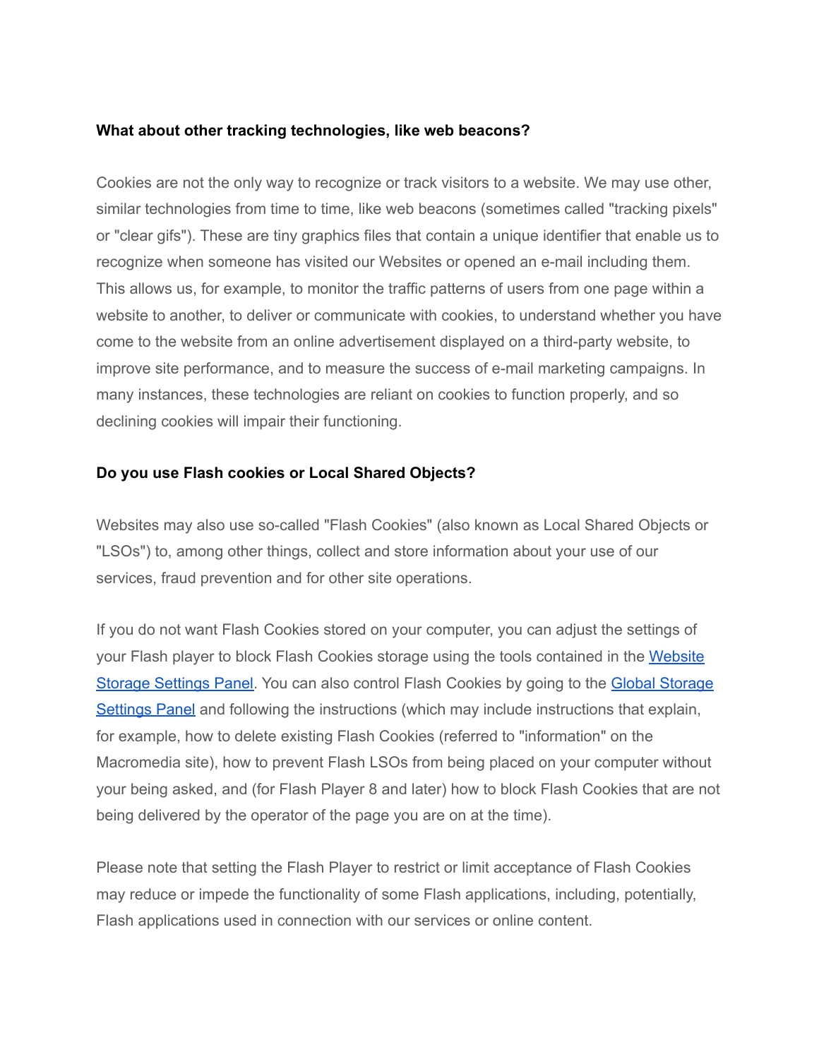**What about other tracking technologies, like web beacons?**

Cookies are not the only way to recognize or track visitors to a website. We may use other, similar technologies from time to time, like web beacons (sometimes called "tracking pixels" or "clear gifs"). These are tiny graphics files that contain a unique identifier that enable us to recognize when someone has visited our Websites or opened an e-mail including them. This allows us, for example, to monitor the traffic patterns of users from one page within a website to another, to deliver or communicate with cookies, to understand whether you have come to the website from an online advertisement displayed on a third-party website, to improve site performance, and to measure the success of e-mail marketing campaigns. In many instances, these technologies are reliant on cookies to function properly, and so declining cookies will impair their functioning.

**Do you use Flash cookies or Local Shared Objects?**

Websites may also use so-called "Flash Cookies" (also known as Local Shared Objects or "LSOs") to, among other things, collect and store information about your use of our services, fraud prevention and for other site operations.

If you do not want Flash Cookies stored on your computer, you can adjust the settings of your Flash player to block Flash Cookies storage using the tools contained in the Website Storage Settings Panel. You can also control Flash Cookies by going to the Global Storage Settings Panel and following the instructions (which may include instructions that explain, for example, how to delete existing Flash Cookies (referred to "information" on the Macromedia site), how to prevent Flash LSOs from being placed on your computer without your being asked, and (for Flash Player 8 and later) how to block Flash Cookies that are not being delivered by the operator of the page you are on at the time).

Please note that setting the Flash Player to restrict or limit acceptance of Flash Cookies may reduce or impede the functionality of some Flash applications, including, potentially, Flash applications used in connection with our services or online content.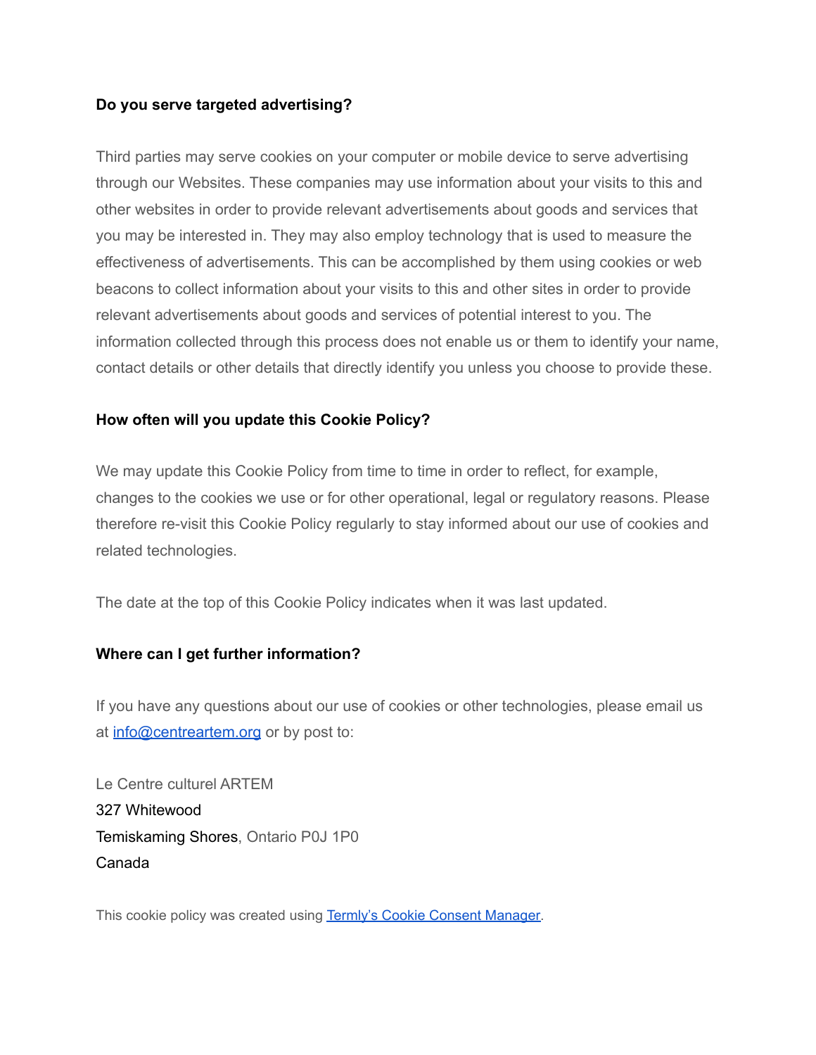**Do you serve targeted advertising?**

Third parties may serve cookies on your computer or mobile device to serve advertising through our Websites. These companies may use information about your visits to this and other websites in order to provide relevant advertisements about goods and services that you may be interested in. They may also employ technology that is used to measure the effectiveness of advertisements. This can be accomplished by them using cookies or web beacons to collect information about your visits to this and other sites in order to provide relevant advertisements about goods and services of potential interest to you. The information collected through this process does not enable us or them to identify your name, contact details or other details that directly identify you unless you choose to provide these.

**How often will you update this Cookie Policy?**

We may update this Cookie Policy from time to time in order to reflect, for example, changes to the cookies we use or for other operational, legal or regulatory reasons. Please therefore re-visit this Cookie Policy regularly to stay informed about our use of cookies and related technologies.

The date at the top of this Cookie Policy indicates when it was last updated.

**Where can I get further information?**

If you have any questions about our use of cookies or other technologies, please email us at [info@centreartem.org](mailto:info@centreartem.org) or by post to:

Le Centre culturel ARTEM
327 Whitewood
Temiskaming Shores, Ontario P0J 1P0
Canada

This cookie policy was created using [Termly's Cookie Consent Manager](https://termly.io/products/cookie-consent-manager/).